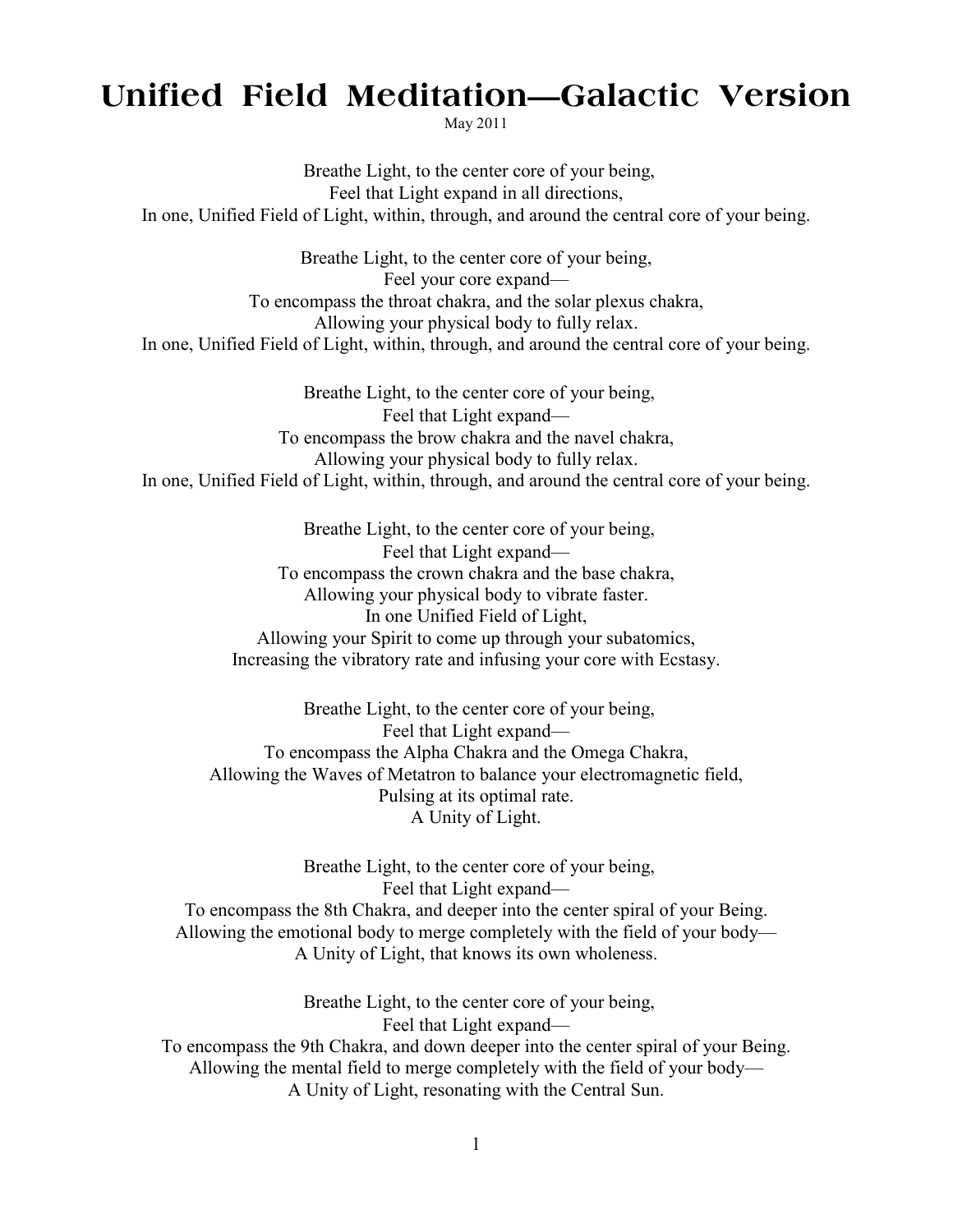# Unified Field Meditation—Galactic Version

May 2011

Breathe Light, to the center core of your being,  
Feel that Light expand in all directions,  
In one, Unified Field of Light, within, through, and around the central core of your being.

Breathe Light, to the center core of your being,  
Feel your core expand—  
To encompass the throat chakra, and the solar plexus chakra,  
Allowing your physical body to fully relax.  
In one, Unified Field of Light, within, through, and around the central core of your being.

Breathe Light, to the center core of your being,  
Feel that Light expand—  
To encompass the brow chakra and the navel chakra,  
Allowing your physical body to fully relax.  
In one, Unified Field of Light, within, through, and around the central core of your being.

Breathe Light, to the center core of your being,  
Feel that Light expand—  
To encompass the crown chakra and the base chakra,  
Allowing your physical body to vibrate faster.  
In one Unified Field of Light,  
Allowing your Spirit to come up through your subatomics,  
Increasing the vibratory rate and infusing your core with Ecstasy.

Breathe Light, to the center core of your being,  
Feel that Light expand—  
To encompass the Alpha Chakra and the Omega Chakra,  
Allowing the Waves of Metatron to balance your electromagnetic field,  
Pulsing at its optimal rate.  
A Unity of Light.

Breathe Light, to the center core of your being,  
Feel that Light expand—  
To encompass the 8th Chakra, and deeper into the center spiral of your Being.  
Allowing the emotional body to merge completely with the field of your body—  
A Unity of Light, that knows its own wholeness.

Breathe Light, to the center core of your being,  
Feel that Light expand—  
To encompass the 9th Chakra, and down deeper into the center spiral of your Being.  
Allowing the mental field to merge completely with the field of your body—  
A Unity of Light, resonating with the Central Sun.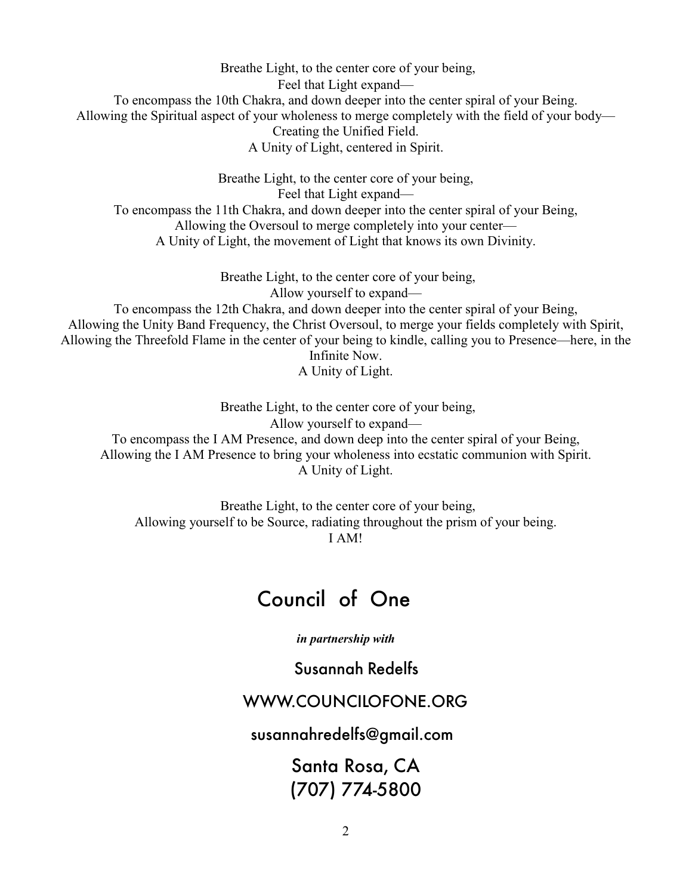Breathe Light, to the center core of your being,
Feel that Light expand—
To encompass the 10th Chakra, and down deeper into the center spiral of your Being.
Allowing the Spiritual aspect of your wholeness to merge completely with the field of your body—
Creating the Unified Field.
A Unity of Light, centered in Spirit.

Breathe Light, to the center core of your being,
Feel that Light expand—
To encompass the 11th Chakra, and down deeper into the center spiral of your Being,
Allowing the Oversoul to merge completely into your center—
A Unity of Light, the movement of Light that knows its own Divinity.

Breathe Light, to the center core of your being,
Allow yourself to expand—
To encompass the 12th Chakra, and down deeper into the center spiral of your Being,
Allowing the Unity Band Frequency, the Christ Oversoul, to merge your fields completely with Spirit,
Allowing the Threefold Flame in the center of your being to kindle, calling you to Presence—here, in the Infinite Now.
A Unity of Light.

Breathe Light, to the center core of your being,
Allow yourself to expand—
To encompass the I AM Presence, and down deep into the center spiral of your Being,
Allowing the I AM Presence to bring your wholeness into ecstatic communion with Spirit.
A Unity of Light.

Breathe Light, to the center core of your being,
Allowing yourself to be Source, radiating throughout the prism of your being.
I AM!

## Council of One

***in partnership with***

Susannah Redelfs

WWW.COUNCILOFONE.ORG

susannahredelfs@gmail.com

Santa Rosa, CA
(707) 774-5800